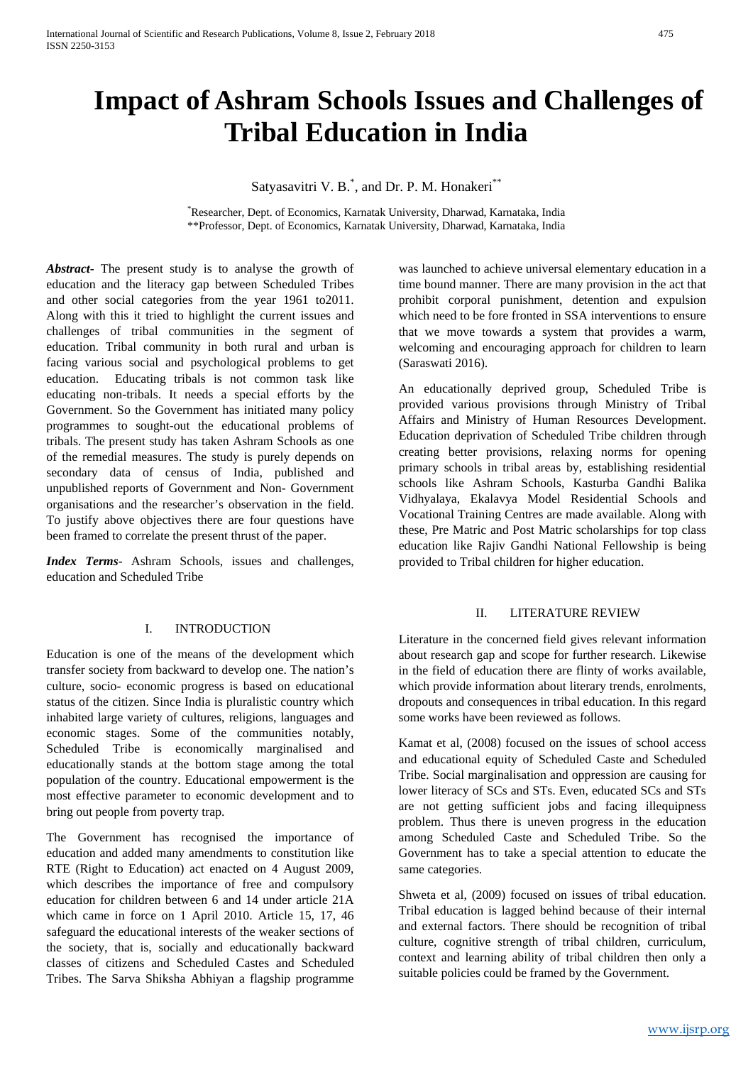# Impact of Ashram Schools Issues and Challenges of Tribal Education in India

Satyasavitri V. B.[*], and Dr. P. M. Honakeri[**]

[*]Researcher, Dept. of Economics, Karnatak University, Dharwad, Karnataka, India
[**]Professor, Dept. of Economics, Karnatak University, Dharwad, Karnataka, India

***Abstract-*** The present study is to analyse the growth of education and the literacy gap between Scheduled Tribes and other social categories from the year 1961 to2011. Along with this it tried to highlight the current issues and challenges of tribal communities in the segment of education. Tribal community in both rural and urban is facing various social and psychological problems to get education. Educating tribals is not common task like educating non-tribals. It needs a special efforts by the Government. So the Government has initiated many policy programmes to sought-out the educational problems of tribals. The present study has taken Ashram Schools as one of the remedial measures. The study is purely depends on secondary data of census of India, published and unpublished reports of Government and Non- Government organisations and the researcher's observation in the field. To justify above objectives there are four questions have been framed to correlate the present thrust of the paper.

***Index Terms*-** Ashram Schools, issues and challenges, education and Scheduled Tribe

## I. INTRODUCTION

Education is one of the means of the development which transfer society from backward to develop one. The nation's culture, socio- economic progress is based on educational status of the citizen. Since India is pluralistic country which inhabited large variety of cultures, religions, languages and economic stages. Some of the communities notably, Scheduled Tribe is economically marginalised and educationally stands at the bottom stage among the total population of the country. Educational empowerment is the most effective parameter to economic development and to bring out people from poverty trap.

The Government has recognised the importance of education and added many amendments to constitution like RTE (Right to Education) act enacted on 4 August 2009, which describes the importance of free and compulsory education for children between 6 and 14 under article 21A which came in force on 1 April 2010. Article 15, 17, 46 safeguard the educational interests of the weaker sections of the society, that is, socially and educationally backward classes of citizens and Scheduled Castes and Scheduled Tribes. The Sarva Shiksha Abhiyan a flagship programme was launched to achieve universal elementary education in a time bound manner. There are many provision in the act that prohibit corporal punishment, detention and expulsion which need to be fore fronted in SSA interventions to ensure that we move towards a system that provides a warm, welcoming and encouraging approach for children to learn (Saraswati 2016).

An educationally deprived group, Scheduled Tribe is provided various provisions through Ministry of Tribal Affairs and Ministry of Human Resources Development. Education deprivation of Scheduled Tribe children through creating better provisions, relaxing norms for opening primary schools in tribal areas by, establishing residential schools like Ashram Schools, Kasturba Gandhi Balika Vidhyalaya, Ekalavya Model Residential Schools and Vocational Training Centres are made available. Along with these, Pre Matric and Post Matric scholarships for top class education like Rajiv Gandhi National Fellowship is being provided to Tribal children for higher education.

## II. LITERATURE REVIEW

Literature in the concerned field gives relevant information about research gap and scope for further research. Likewise in the field of education there are flinty of works available, which provide information about literary trends, enrolments, dropouts and consequences in tribal education. In this regard some works have been reviewed as follows.

Kamat et al, (2008) focused on the issues of school access and educational equity of Scheduled Caste and Scheduled Tribe. Social marginalisation and oppression are causing for lower literacy of SCs and STs. Even, educated SCs and STs are not getting sufficient jobs and facing illequipness problem. Thus there is uneven progress in the education among Scheduled Caste and Scheduled Tribe. So the Government has to take a special attention to educate the same categories.

Shweta et al, (2009) focused on issues of tribal education. Tribal education is lagged behind because of their internal and external factors. There should be recognition of tribal culture, cognitive strength of tribal children, curriculum, context and learning ability of tribal children then only a suitable policies could be framed by the Government.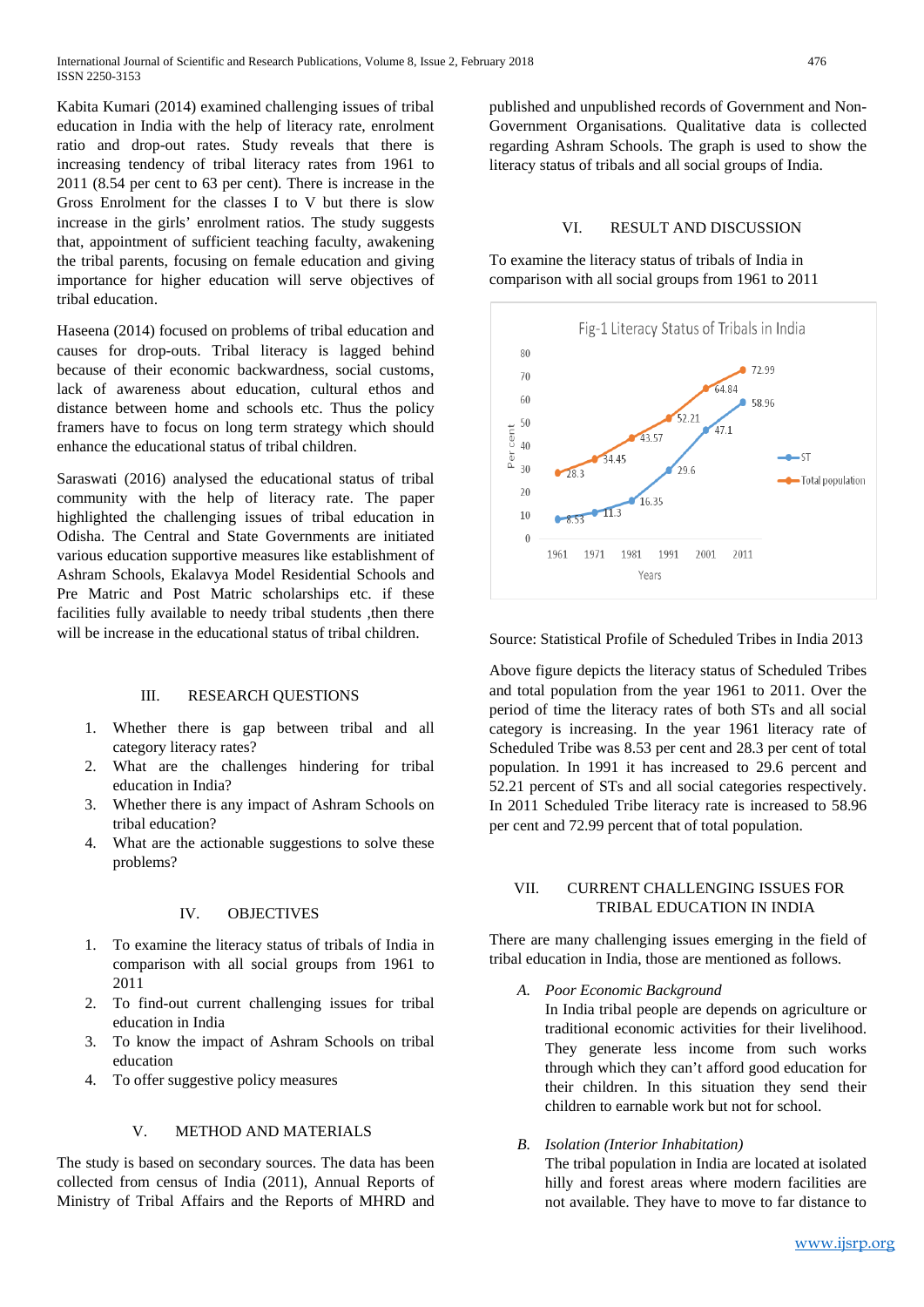Kabita Kumari (2014) examined challenging issues of tribal education in India with the help of literacy rate, enrolment ratio and drop-out rates. Study reveals that there is increasing tendency of tribal literacy rates from 1961 to 2011 (8.54 per cent to 63 per cent). There is increase in the Gross Enrolment for the classes I to V but there is slow increase in the girls' enrolment ratios. The study suggests that, appointment of sufficient teaching faculty, awakening the tribal parents, focusing on female education and giving importance for higher education will serve objectives of tribal education.

Haseena (2014) focused on problems of tribal education and causes for drop-outs. Tribal literacy is lagged behind because of their economic backwardness, social customs, lack of awareness about education, cultural ethos and distance between home and schools etc. Thus the policy framers have to focus on long term strategy which should enhance the educational status of tribal children.

Saraswati (2016) analysed the educational status of tribal community with the help of literacy rate. The paper highlighted the challenging issues of tribal education in Odisha. The Central and State Governments are initiated various education supportive measures like establishment of Ashram Schools, Ekalavya Model Residential Schools and Pre Matric and Post Matric scholarships etc. if these facilities fully available to needy tribal students ,then there will be increase in the educational status of tribal children.

## III. RESEARCH QUESTIONS

1. Whether there is gap between tribal and all category literacy rates?
2. What are the challenges hindering for tribal education in India?
3. Whether there is any impact of Ashram Schools on tribal education?
4. What are the actionable suggestions to solve these problems?

## IV. OBJECTIVES

1. To examine the literacy status of tribals of India in comparison with all social groups from 1961 to 2011
2. To find-out current challenging issues for tribal education in India
3. To know the impact of Ashram Schools on tribal education
4. To offer suggestive policy measures

## V. METHOD AND MATERIALS

The study is based on secondary sources. The data has been collected from census of India (2011), Annual Reports of Ministry of Tribal Affairs and the Reports of MHRD and published and unpublished records of Government and Non-Government Organisations. Qualitative data is collected regarding Ashram Schools. The graph is used to show the literacy status of tribals and all social groups of India.

## VI. RESULT AND DISCUSSION

To examine the literacy status of tribals of India in comparison with all social groups from 1961 to 2011

Fig-1 Literacy Status of Tribals in India

| Years | ST | Total population |
|---|---|---|
| 1961 | 8.53 | 28.3 |
| 1971 | 11.3 | 34.45 |
| 1981 | 16.35 | 43.57 |
| 1991 | 29.6 | 52.21 |
| 2001 | 47.1 | 64.84 |
| 2011 | 58.96 | 72.99 |

Source: Statistical Profile of Scheduled Tribes in India 2013

Above figure depicts the literacy status of Scheduled Tribes and total population from the year 1961 to 2011. Over the period of time the literacy rates of both STs and all social category is increasing. In the year 1961 literacy rate of Scheduled Tribe was 8.53 per cent and 28.3 per cent of total population. In 1991 it has increased to 29.6 percent and 52.21 percent of STs and all social categories respectively. In 2011 Scheduled Tribe literacy rate is increased to 58.96 per cent and 72.99 percent that of total population.

## VII. CURRENT CHALLENGING ISSUES FOR TRIBAL EDUCATION IN INDIA

There are many challenging issues emerging in the field of tribal education in India, those are mentioned as follows.

### A. *Poor Economic Background*

In India tribal people are depends on agriculture or traditional economic activities for their livelihood. They generate less income from such works through which they can't afford good education for their children. In this situation they send their children to earnable work but not for school.

### B. *Isolation (Interior Inhabitation)*

The tribal population in India are located at isolated hilly and forest areas where modern facilities are not available. They have to move to far distance to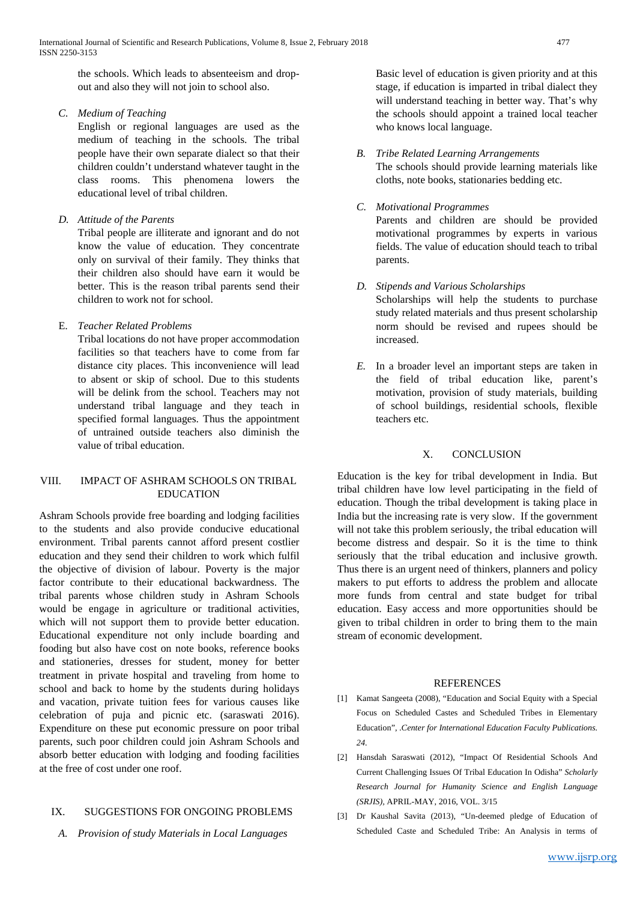the schools. Which leads to absenteeism and drop-out and also they will not join to school also.

*C. Medium of Teaching*

English or regional languages are used as the medium of teaching in the schools. The tribal people have their own separate dialect so that their children couldn't understand whatever taught in the class rooms. This phenomena lowers the educational level of tribal children.

*D. Attitude of the Parents*

Tribal people are illiterate and ignorant and do not know the value of education. They concentrate only on survival of their family. They thinks that their children also should have earn it would be better. This is the reason tribal parents send their children to work not for school.

E. *Teacher Related Problems*

Tribal locations do not have proper accommodation facilities so that teachers have to come from far distance city places. This inconvenience will lead to absent or skip of school. Due to this students will be delink from the school. Teachers may not understand tribal language and they teach in specified formal languages. Thus the appointment of untrained outside teachers also diminish the value of tribal education.

## VIII. IMPACT OF ASHRAM SCHOOLS ON TRIBAL EDUCATION

Ashram Schools provide free boarding and lodging facilities to the students and also provide conducive educational environment. Tribal parents cannot afford present costlier education and they send their children to work which fulfil the objective of division of labour. Poverty is the major factor contribute to their educational backwardness. The tribal parents whose children study in Ashram Schools would be engage in agriculture or traditional activities, which will not support them to provide better education. Educational expenditure not only include boarding and fooding but also have cost on note books, reference books and stationeries, dresses for student, money for better treatment in private hospital and traveling from home to school and back to home by the students during holidays and vacation, private tuition fees for various causes like celebration of puja and picnic etc. (saraswati 2016). Expenditure on these put economic pressure on poor tribal parents, such poor children could join Ashram Schools and absorb better education with lodging and fooding facilities at the free of cost under one roof.

## IX. SUGGESTIONS FOR ONGOING PROBLEMS

*A. Provision of study Materials in Local Languages*

Basic level of education is given priority and at this stage, if education is imparted in tribal dialect they will understand teaching in better way. That's why the schools should appoint a trained local teacher who knows local language.

*B. Tribe Related Learning Arrangements*

The schools should provide learning materials like cloths, note books, stationaries bedding etc.

*C. Motivational Programmes*

Parents and children are should be provided motivational programmes by experts in various fields. The value of education should teach to tribal parents.

*D. Stipends and Various Scholarships*

Scholarships will help the students to purchase study related materials and thus present scholarship norm should be revised and rupees should be increased.

*E.* In a broader level an important steps are taken in the field of tribal education like, parent's motivation, provision of study materials, building of school buildings, residential schools, flexible teachers etc.

## X. CONCLUSION

Education is the key for tribal development in India. But tribal children have low level participating in the field of education. Though the tribal development is taking place in India but the increasing rate is very slow. If the government will not take this problem seriously, the tribal education will become distress and despair. So it is the time to think seriously that the tribal education and inclusive growth. Thus there is an urgent need of thinkers, planners and policy makers to put efforts to address the problem and allocate more funds from central and state budget for tribal education. Easy access and more opportunities should be given to tribal children in order to bring them to the main stream of economic development.

## REFERENCES

[1] Kamat Sangeeta (2008), "Education and Social Equity with a Special Focus on Scheduled Castes and Scheduled Tribes in Elementary Education", *.Center for International Education Faculty Publications. 24.*

[2] Hansdah Saraswati (2012), "Impact Of Residential Schools And Current Challenging Issues Of Tribal Education In Odisha" *Scholarly Research Journal for Humanity Science and English Language (SRJIS)*, APRIL-MAY, 2016, VOL. 3/15

[3] Dr Kaushal Savita (2013), "Un-deemed pledge of Education of Scheduled Caste and Scheduled Tribe: An Analysis in terms of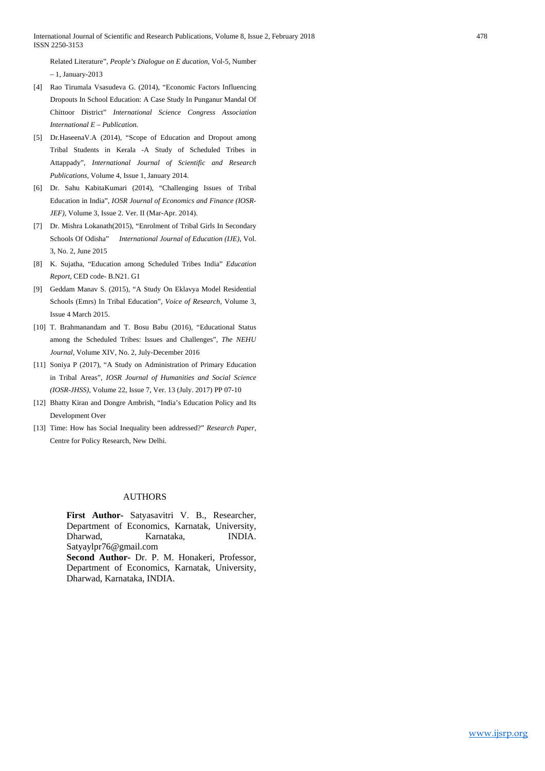Related Literature", *People's Dialogue on E ducation*, Vol-5, Number – 1, January-2013

[4] Rao Tirumala Vsasudeva G. (2014), "Economic Factors Influencing Dropouts In School Education: A Case Study In Punganur Mandal Of Chittoor District" *International Science Congress Association International E – Publication.*

[5] Dr.HaseenaV.A (2014), "Scope of Education and Dropout among Tribal Students in Kerala -A Study of Scheduled Tribes in Attappady", *International Journal of Scientific and Research Publications*, Volume 4, Issue 1, January 2014.

[6] Dr. Sahu KabitaKumari (2014), "Challenging Issues of Tribal Education in India", *IOSR Journal of Economics and Finance (IOSR-JEF)*, Volume 3, Issue 2. Ver. II (Mar-Apr. 2014).

[7] Dr. Mishra Lokanath(2015), "Enrolment of Tribal Girls In Secondary Schools Of Odisha" *International Journal of Education (IJE)*, Vol. 3, No. 2, June 2015

[8] K. Sujatha, "Education among Scheduled Tribes India" *Education Report*, CED code- B.N21. G1

[9] Geddam Manav S. (2015), "A Study On Eklavya Model Residential Schools (Emrs) In Tribal Education", *Voice of Research*, Volume 3, Issue 4 March 2015.

[10] T. Brahmanandam and T. Bosu Babu (2016), "Educational Status among the Scheduled Tribes: Issues and Challenges", *The NEHU Journal*, Volume XIV, No. 2, July-December 2016

[11] Soniya P (2017), "A Study on Administration of Primary Education in Tribal Areas", *IOSR Journal of Humanities and Social Science (IOSR-JHSS)*, Volume 22, Issue 7, Ver. 13 (July. 2017) PP 07-10

[12] Bhatty Kiran and Dongre Ambrish, "India's Education Policy and Its Development Over

[13] Time: How has Social Inequality been addressed?" *Research Paper*, Centre for Policy Research, New Delhi.

## AUTHORS

**First Author-** Satyasavitri V. B., Researcher, Department of Economics, Karnatak, University, Dharwad, Karnataka, INDIA. Satyaylpr76@gmail.com

**Second Author-** Dr. P. M. Honakeri, Professor, Department of Economics, Karnatak, University, Dharwad, Karnataka, INDIA.